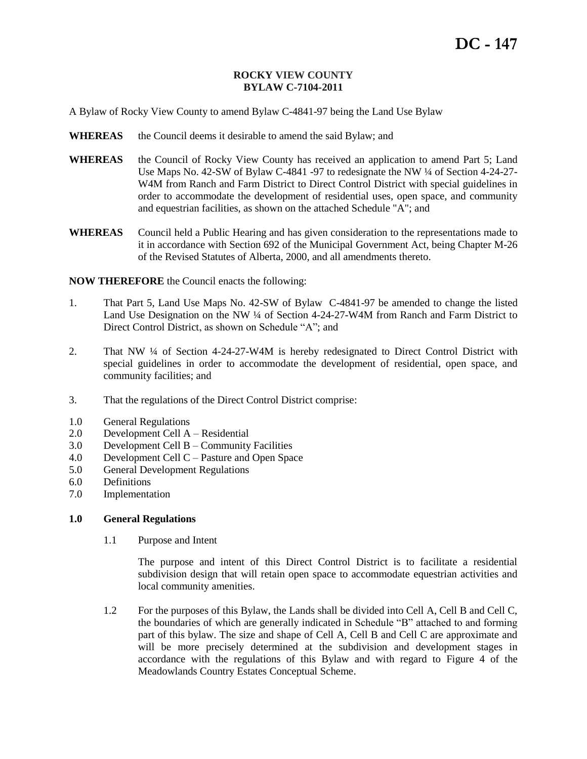# DC - 147

**ROCKY VIEW COUNTY**
**BYLAW C-7104-2011**

A Bylaw of Rocky View County to amend Bylaw C-4841-97 being the Land Use Bylaw

**WHEREAS** the Council deems it desirable to amend the said Bylaw; and

**WHEREAS** the Council of Rocky View County has received an application to amend Part 5; Land Use Maps No. 42-SW of Bylaw C-4841 -97 to redesignate the NW ¼ of Section 4-24-27-W4M from Ranch and Farm District to Direct Control District with special guidelines in order to accommodate the development of residential uses, open space, and community and equestrian facilities, as shown on the attached Schedule "A"; and

**WHEREAS** Council held a Public Hearing and has given consideration to the representations made to it in accordance with Section 692 of the Municipal Government Act, being Chapter M-26 of the Revised Statutes of Alberta, 2000, and all amendments thereto.

**NOW THEREFORE** the Council enacts the following:

1. That Part 5, Land Use Maps No. 42-SW of Bylaw C-4841-97 be amended to change the listed Land Use Designation on the NW ¼ of Section 4-24-27-W4M from Ranch and Farm District to Direct Control District, as shown on Schedule "A"; and

2. That NW ¼ of Section 4-24-27-W4M is hereby redesignated to Direct Control District with special guidelines in order to accommodate the development of residential, open space, and community facilities; and

3. That the regulations of the Direct Control District comprise:

1.0 General Regulations
2.0 Development Cell A – Residential
3.0 Development Cell B – Community Facilities
4.0 Development Cell C – Pasture and Open Space
5.0 General Development Regulations
6.0 Definitions
7.0 Implementation

## 1.0 General Regulations

1.1 Purpose and Intent

The purpose and intent of this Direct Control District is to facilitate a residential subdivision design that will retain open space to accommodate equestrian activities and local community amenities.

1.2 For the purposes of this Bylaw, the Lands shall be divided into Cell A, Cell B and Cell C, the boundaries of which are generally indicated in Schedule "B" attached to and forming part of this bylaw. The size and shape of Cell A, Cell B and Cell C are approximate and will be more precisely determined at the subdivision and development stages in accordance with the regulations of this Bylaw and with regard to Figure 4 of the Meadowlands Country Estates Conceptual Scheme.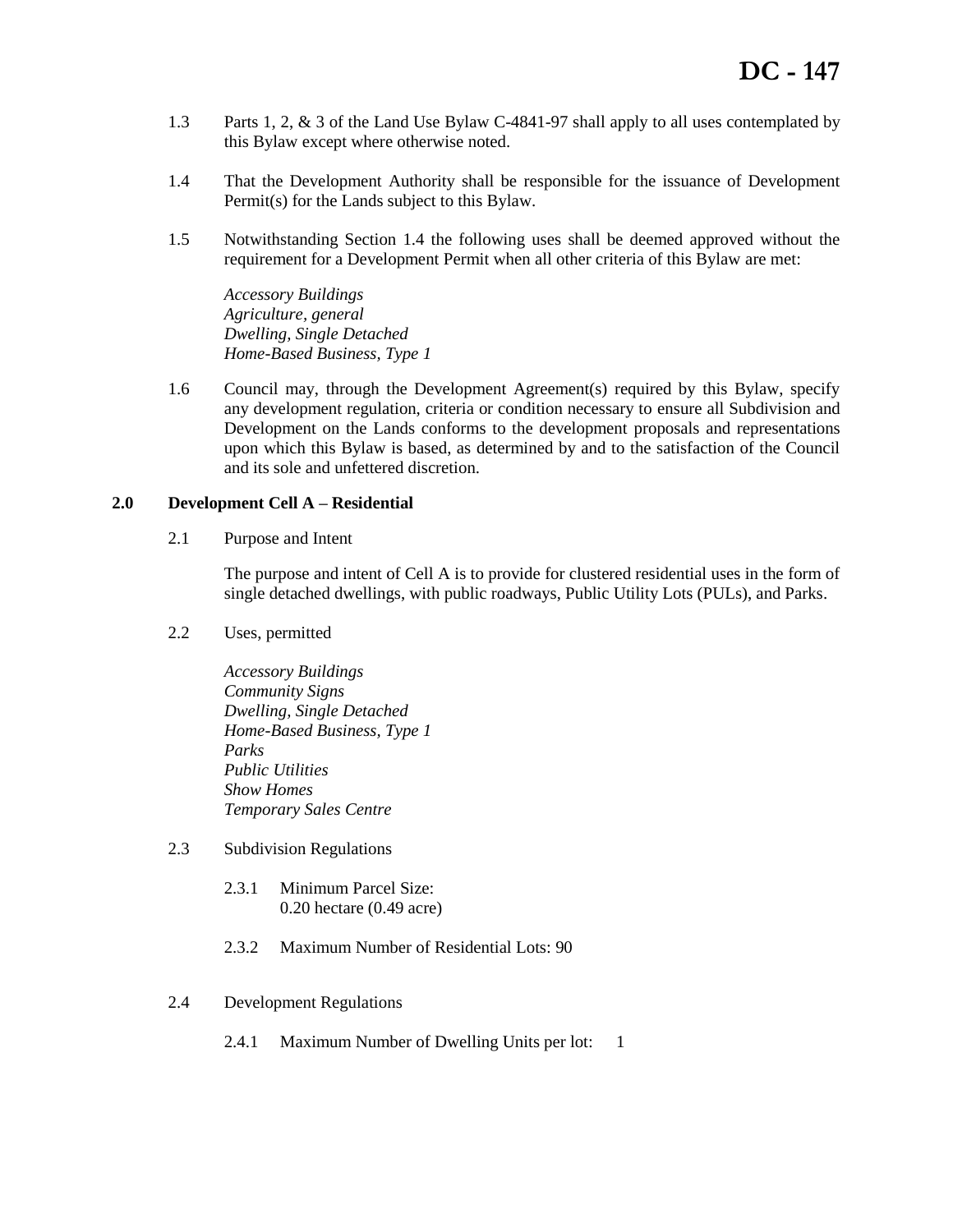1.3 Parts 1, 2, & 3 of the Land Use Bylaw C-4841-97 shall apply to all uses contemplated by this Bylaw except where otherwise noted.

1.4 That the Development Authority shall be responsible for the issuance of Development Permit(s) for the Lands subject to this Bylaw.

1.5 Notwithstanding Section 1.4 the following uses shall be deemed approved without the requirement for a Development Permit when all other criteria of this Bylaw are met:

*Accessory Buildings*
*Agriculture, general*
*Dwelling, Single Detached*
*Home-Based Business, Type 1*

1.6 Council may, through the Development Agreement(s) required by this Bylaw, specify any development regulation, criteria or condition necessary to ensure all Subdivision and Development on the Lands conforms to the development proposals and representations upon which this Bylaw is based, as determined by and to the satisfaction of the Council and its sole and unfettered discretion.

## 2.0 Development Cell A – Residential

2.1 Purpose and Intent

The purpose and intent of Cell A is to provide for clustered residential uses in the form of single detached dwellings, with public roadways, Public Utility Lots (PULs), and Parks.

2.2 Uses, permitted

*Accessory Buildings*
*Community Signs*
*Dwelling, Single Detached*
*Home-Based Business, Type 1*
*Parks*
*Public Utilities*
*Show Homes*
*Temporary Sales Centre*

2.3 Subdivision Regulations

2.3.1 Minimum Parcel Size:
0.20 hectare (0.49 acre)

2.3.2 Maximum Number of Residential Lots: 90

2.4 Development Regulations

2.4.1 Maximum Number of Dwelling Units per lot: 1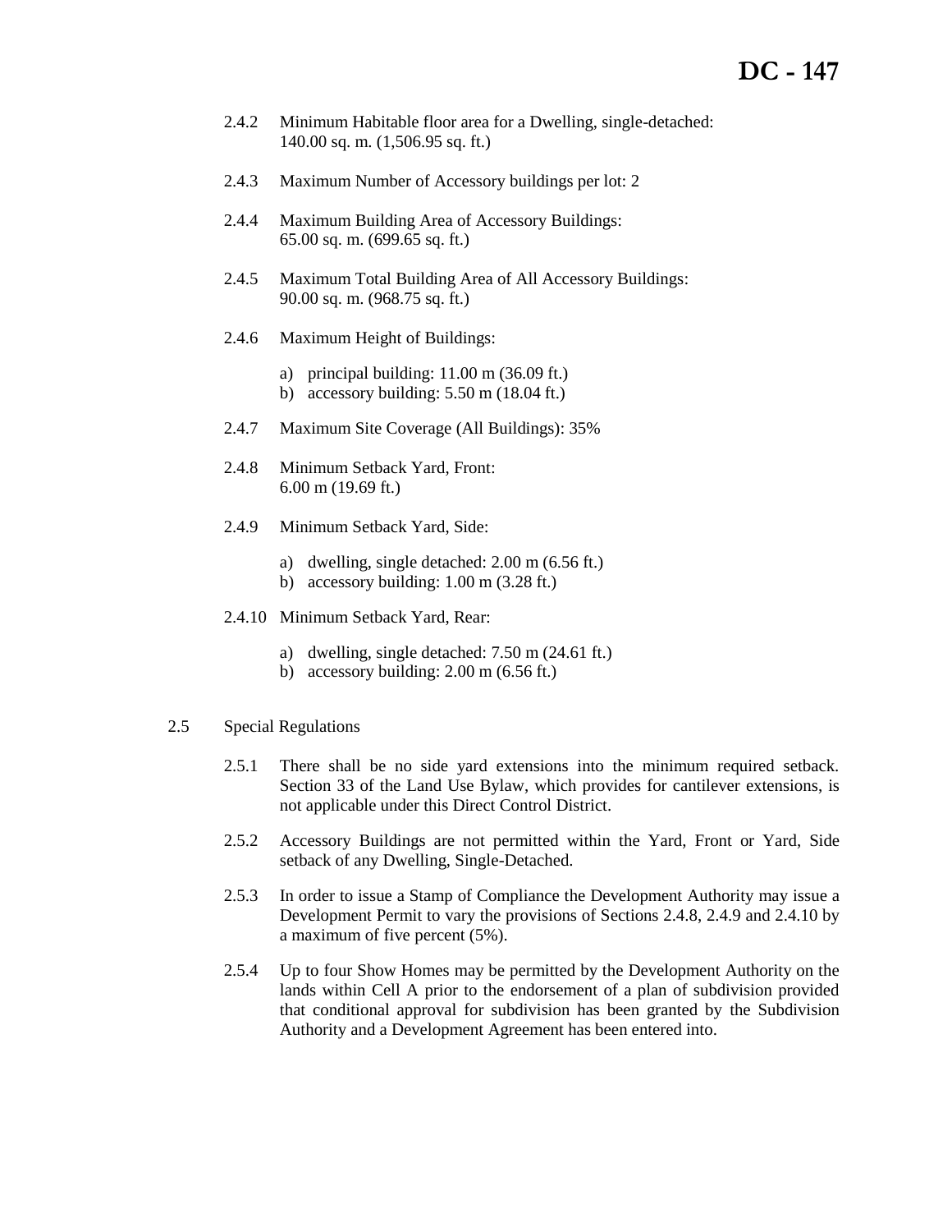2.4.2 Minimum Habitable floor area for a Dwelling, single-detached:
140.00 sq. m. (1,506.95 sq. ft.)

2.4.3 Maximum Number of Accessory buildings per lot: 2

2.4.4 Maximum Building Area of Accessory Buildings:
65.00 sq. m. (699.65 sq. ft.)

2.4.5 Maximum Total Building Area of All Accessory Buildings:
90.00 sq. m. (968.75 sq. ft.)

2.4.6 Maximum Height of Buildings:

a) principal building: 11.00 m (36.09 ft.)
b) accessory building: 5.50 m (18.04 ft.)

2.4.7 Maximum Site Coverage (All Buildings): 35%

2.4.8 Minimum Setback Yard, Front:
6.00 m (19.69 ft.)

2.4.9 Minimum Setback Yard, Side:

a) dwelling, single detached: 2.00 m (6.56 ft.)
b) accessory building: 1.00 m (3.28 ft.)

2.4.10 Minimum Setback Yard, Rear:

a) dwelling, single detached: 7.50 m (24.61 ft.)
b) accessory building: 2.00 m (6.56 ft.)

2.5 Special Regulations

2.5.1 There shall be no side yard extensions into the minimum required setback. Section 33 of the Land Use Bylaw, which provides for cantilever extensions, is not applicable under this Direct Control District.

2.5.2 Accessory Buildings are not permitted within the Yard, Front or Yard, Side setback of any Dwelling, Single-Detached.

2.5.3 In order to issue a Stamp of Compliance the Development Authority may issue a Development Permit to vary the provisions of Sections 2.4.8, 2.4.9 and 2.4.10 by a maximum of five percent (5%).

2.5.4 Up to four Show Homes may be permitted by the Development Authority on the lands within Cell A prior to the endorsement of a plan of subdivision provided that conditional approval for subdivision has been granted by the Subdivision Authority and a Development Agreement has been entered into.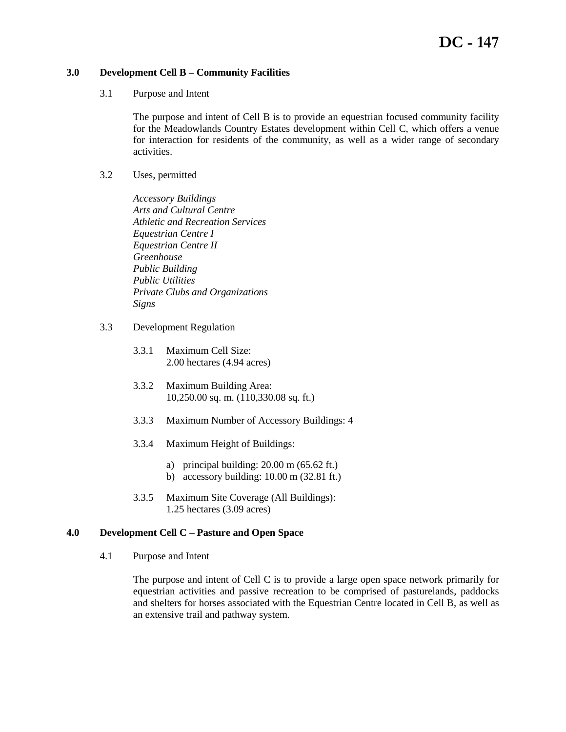## 3.0 Development Cell B – Community Facilities

3.1 Purpose and Intent

The purpose and intent of Cell B is to provide an equestrian focused community facility for the Meadowlands Country Estates development within Cell C, which offers a venue for interaction for residents of the community, as well as a wider range of secondary activities.

3.2 Uses, permitted

*Accessory Buildings*
*Arts and Cultural Centre*
*Athletic and Recreation Services*
*Equestrian Centre I*
*Equestrian Centre II*
*Greenhouse*
*Public Building*
*Public Utilities*
*Private Clubs and Organizations*
*Signs*

3.3 Development Regulation

3.3.1 Maximum Cell Size:
2.00 hectares (4.94 acres)

3.3.2 Maximum Building Area:
10,250.00 sq. m. (110,330.08 sq. ft.)

3.3.3 Maximum Number of Accessory Buildings: 4

3.3.4 Maximum Height of Buildings:

a) principal building: 20.00 m (65.62 ft.)
b) accessory building: 10.00 m (32.81 ft.)

3.3.5 Maximum Site Coverage (All Buildings):
1.25 hectares (3.09 acres)

## 4.0 Development Cell C – Pasture and Open Space

4.1 Purpose and Intent

The purpose and intent of Cell C is to provide a large open space network primarily for equestrian activities and passive recreation to be comprised of pasturelands, paddocks and shelters for horses associated with the Equestrian Centre located in Cell B, as well as an extensive trail and pathway system.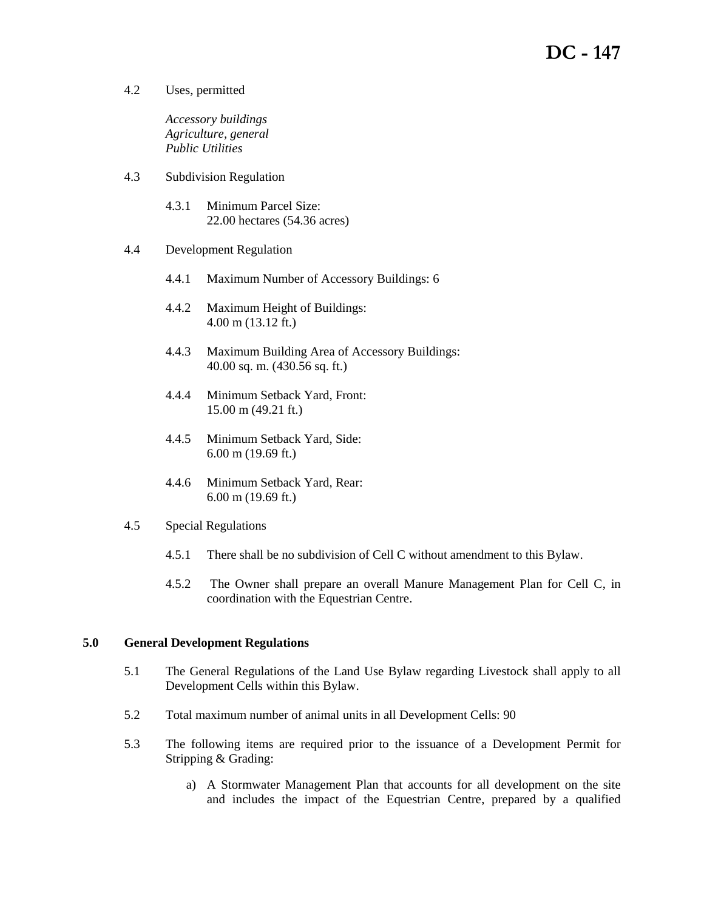4.2 Uses, permitted

*Accessory buildings*
*Agriculture, general*
*Public Utilities*

4.3 Subdivision Regulation

4.3.1 Minimum Parcel Size:
22.00 hectares (54.36 acres)

4.4 Development Regulation

4.4.1 Maximum Number of Accessory Buildings: 6

4.4.2 Maximum Height of Buildings:
4.00 m (13.12 ft.)

4.4.3 Maximum Building Area of Accessory Buildings:
40.00 sq. m. (430.56 sq. ft.)

4.4.4 Minimum Setback Yard, Front:
15.00 m (49.21 ft.)

4.4.5 Minimum Setback Yard, Side:
6.00 m (19.69 ft.)

4.4.6 Minimum Setback Yard, Rear:
6.00 m (19.69 ft.)

4.5 Special Regulations

4.5.1 There shall be no subdivision of Cell C without amendment to this Bylaw.

4.5.2 The Owner shall prepare an overall Manure Management Plan for Cell C, in coordination with the Equestrian Centre.

## 5.0 General Development Regulations

5.1 The General Regulations of the Land Use Bylaw regarding Livestock shall apply to all Development Cells within this Bylaw.

5.2 Total maximum number of animal units in all Development Cells: 90

5.3 The following items are required prior to the issuance of a Development Permit for Stripping & Grading:

a) A Stormwater Management Plan that accounts for all development on the site and includes the impact of the Equestrian Centre, prepared by a qualified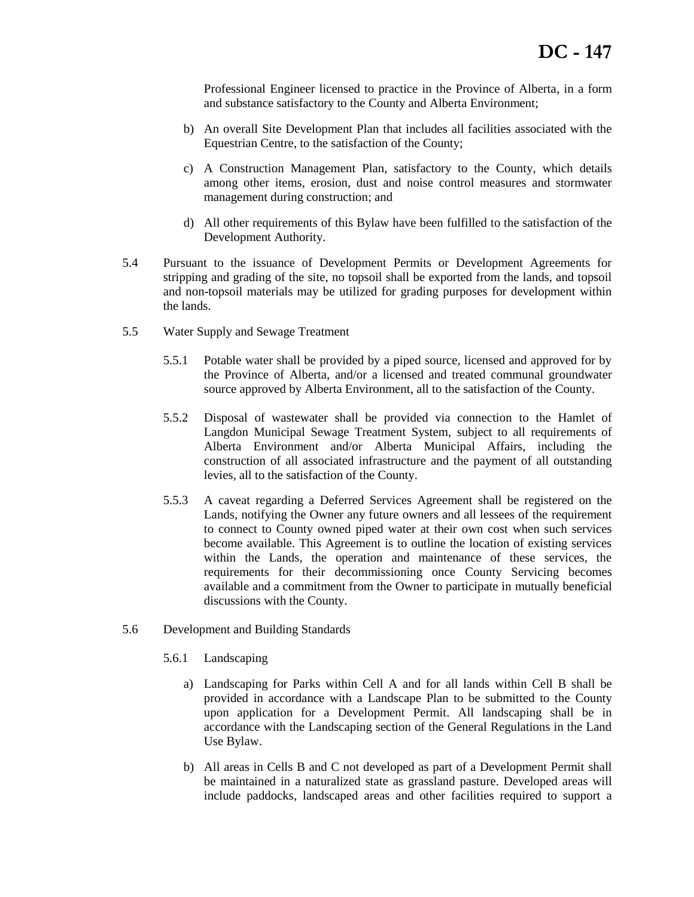Professional Engineer licensed to practice in the Province of Alberta, in a form and substance satisfactory to the County and Alberta Environment;

b) An overall Site Development Plan that includes all facilities associated with the Equestrian Centre, to the satisfaction of the County;

c) A Construction Management Plan, satisfactory to the County, which details among other items, erosion, dust and noise control measures and stormwater management during construction; and

d) All other requirements of this Bylaw have been fulfilled to the satisfaction of the Development Authority.

5.4 Pursuant to the issuance of Development Permits or Development Agreements for stripping and grading of the site, no topsoil shall be exported from the lands, and topsoil and non-topsoil materials may be utilized for grading purposes for development within the lands.

5.5 Water Supply and Sewage Treatment

5.5.1 Potable water shall be provided by a piped source, licensed and approved for by the Province of Alberta, and/or a licensed and treated communal groundwater source approved by Alberta Environment, all to the satisfaction of the County.

5.5.2 Disposal of wastewater shall be provided via connection to the Hamlet of Langdon Municipal Sewage Treatment System, subject to all requirements of Alberta Environment and/or Alberta Municipal Affairs, including the construction of all associated infrastructure and the payment of all outstanding levies, all to the satisfaction of the County.

5.5.3 A caveat regarding a Deferred Services Agreement shall be registered on the Lands, notifying the Owner any future owners and all lessees of the requirement to connect to County owned piped water at their own cost when such services become available. This Agreement is to outline the location of existing services within the Lands, the operation and maintenance of these services, the requirements for their decommissioning once County Servicing becomes available and a commitment from the Owner to participate in mutually beneficial discussions with the County.

5.6 Development and Building Standards

5.6.1 Landscaping

a) Landscaping for Parks within Cell A and for all lands within Cell B shall be provided in accordance with a Landscape Plan to be submitted to the County upon application for a Development Permit. All landscaping shall be in accordance with the Landscaping section of the General Regulations in the Land Use Bylaw.

b) All areas in Cells B and C not developed as part of a Development Permit shall be maintained in a naturalized state as grassland pasture. Developed areas will include paddocks, landscaped areas and other facilities required to support a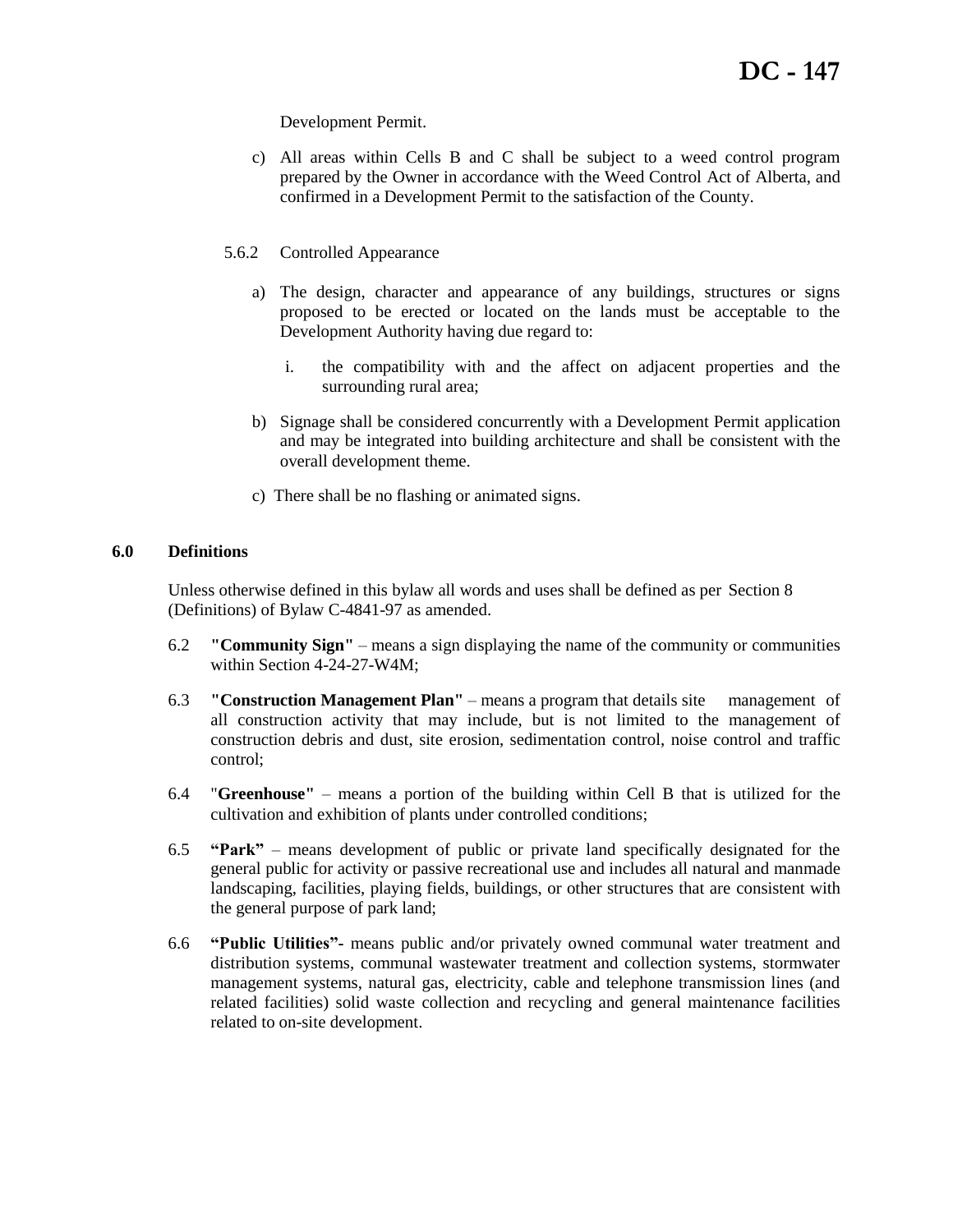Development Permit.

c) All areas within Cells B and C shall be subject to a weed control program prepared by the Owner in accordance with the Weed Control Act of Alberta, and confirmed in a Development Permit to the satisfaction of the County.

5.6.2 Controlled Appearance

a) The design, character and appearance of any buildings, structures or signs proposed to be erected or located on the lands must be acceptable to the Development Authority having due regard to:

   i. the compatibility with and the affect on adjacent properties and the surrounding rural area;

b) Signage shall be considered concurrently with a Development Permit application and may be integrated into building architecture and shall be consistent with the overall development theme.

c) There shall be no flashing or animated signs.

## 6.0 Definitions

Unless otherwise defined in this bylaw all words and uses shall be defined as per Section 8 (Definitions) of Bylaw C-4841-97 as amended.

6.2 **"Community Sign"** – means a sign displaying the name of the community or communities within Section 4-24-27-W4M;

6.3 **"Construction Management Plan"** – means a program that details site management of all construction activity that may include, but is not limited to the management of construction debris and dust, site erosion, sedimentation control, noise control and traffic control;

6.4 "**Greenhouse"** – means a portion of the building within Cell B that is utilized for the cultivation and exhibition of plants under controlled conditions;

6.5 **"Park"** – means development of public or private land specifically designated for the general public for activity or passive recreational use and includes all natural and manmade landscaping, facilities, playing fields, buildings, or other structures that are consistent with the general purpose of park land;

6.6 **"Public Utilities"-** means public and/or privately owned communal water treatment and distribution systems, communal wastewater treatment and collection systems, stormwater management systems, natural gas, electricity, cable and telephone transmission lines (and related facilities) solid waste collection and recycling and general maintenance facilities related to on-site development.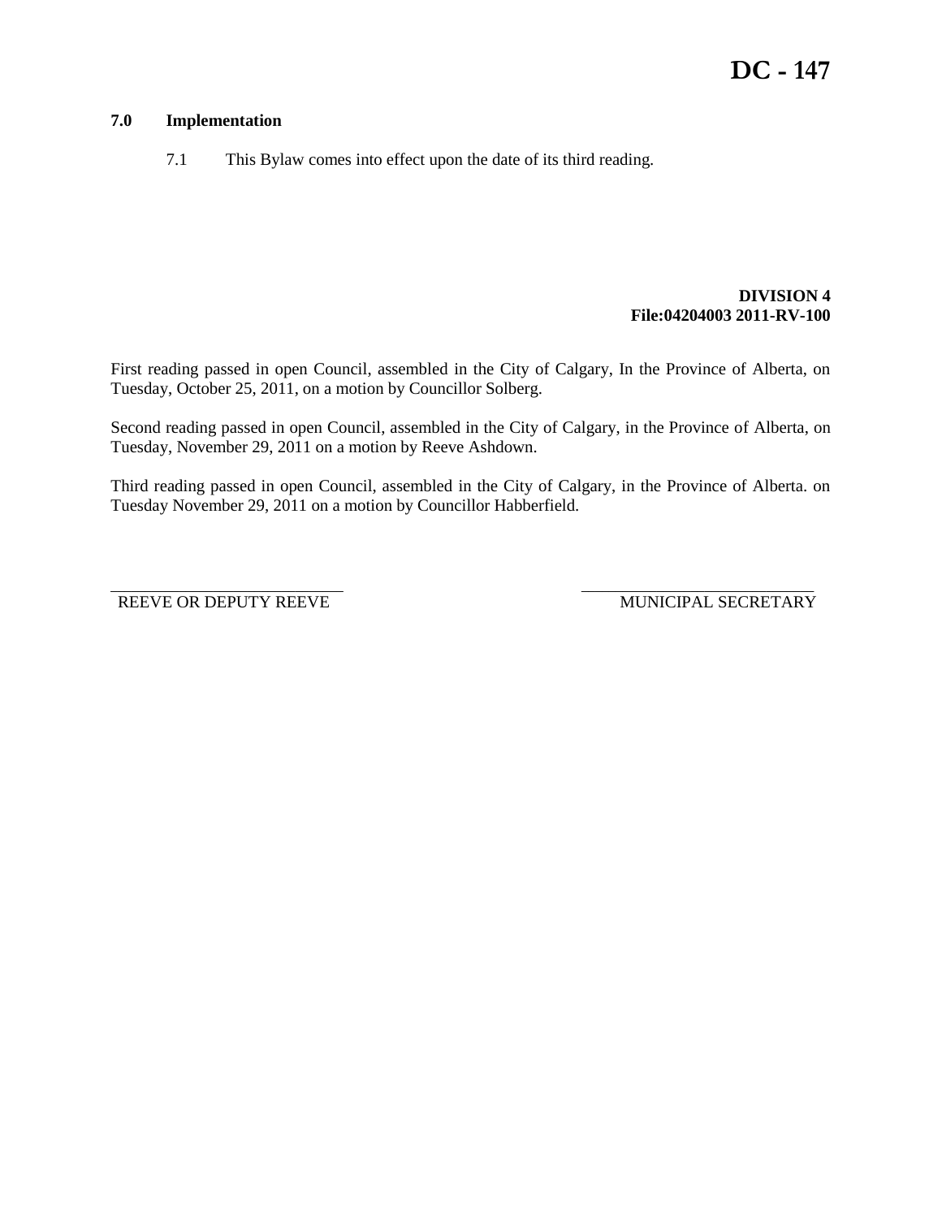**DC - 147**

### 7.0 Implementation

7.1 This Bylaw comes into effect upon the date of its third reading.

**DIVISION 4**
**File:04204003 2011-RV-100**

First reading passed in open Council, assembled in the City of Calgary, In the Province of Alberta, on Tuesday, October 25, 2011, on a motion by Councillor Solberg.

Second reading passed in open Council, assembled in the City of Calgary, in the Province of Alberta, on Tuesday, November 29, 2011 on a motion by Reeve Ashdown.

Third reading passed in open Council, assembled in the City of Calgary, in the Province of Alberta. on Tuesday November 29, 2011 on a motion by Councillor Habberfield.

| | |
|---|---|
| ______________________________ | ______________________________ |
| REEVE OR DEPUTY REEVE | MUNICIPAL SECRETARY |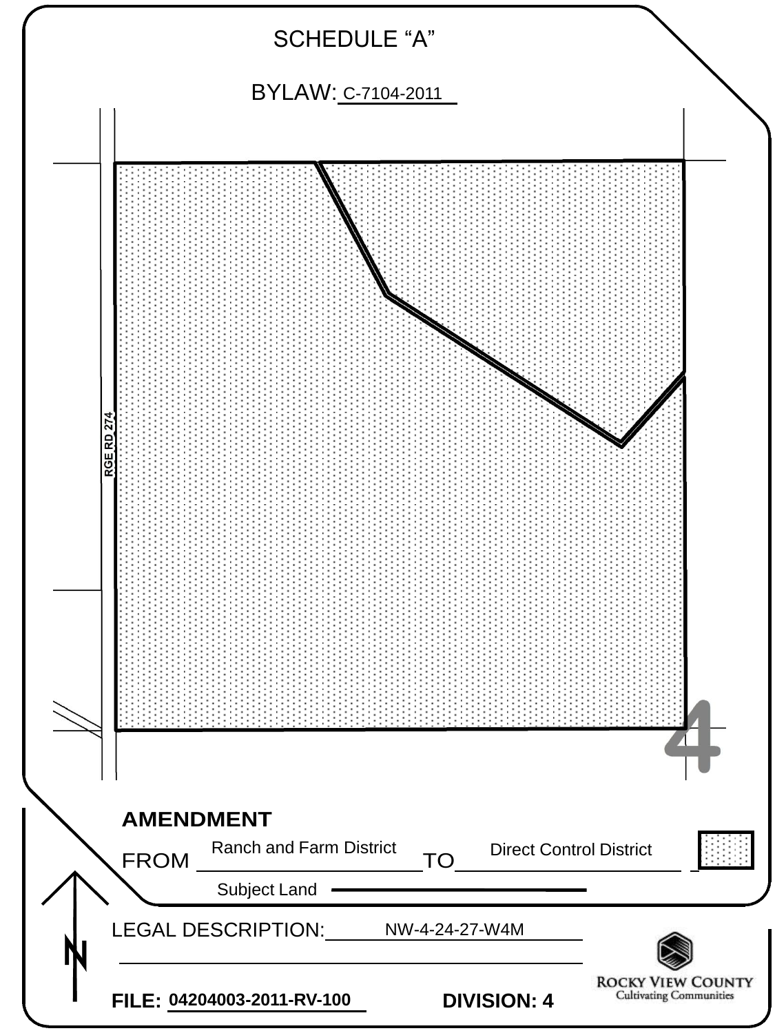# SCHEDULE "A"

BYLAW: C-7104-2011

RGE RD 274

4

**AMENDMENT**

FROM Ranch and Farm District TO Direct Control District

Subject Land

LEGAL DESCRIPTION: NW-4-24-27-W4M

**FILE: 04204003-2011-RV-100**

**DIVISION: 4**

ROCKY VIEW COUNTY
Cultivating Communities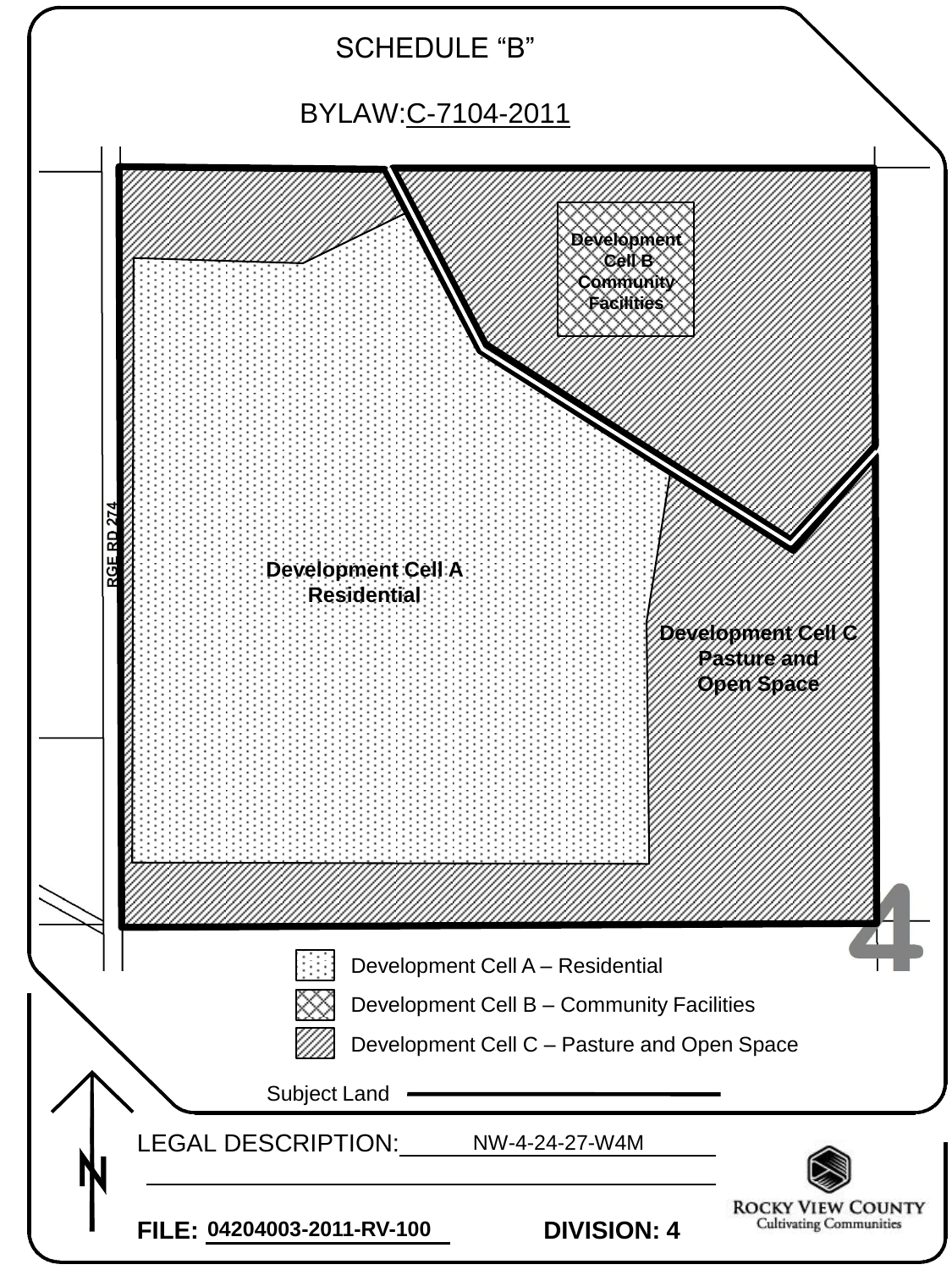# SCHEDULE "B"

BYLAW: C-7104-2011

Development Cell B
Community
Facilities

RGE RD 274

Development Cell A
Residential

Development Cell C
Pasture and
Open Space

4

Development Cell A – Residential

Development Cell B – Community Facilities

Development Cell C – Pasture and Open Space

Subject Land

LEGAL DESCRIPTION: NW-4-24-27-W4M

FILE: 04204003-2011-RV-100

DIVISION: 4

ROCKY VIEW COUNTY
Cultivating Communities